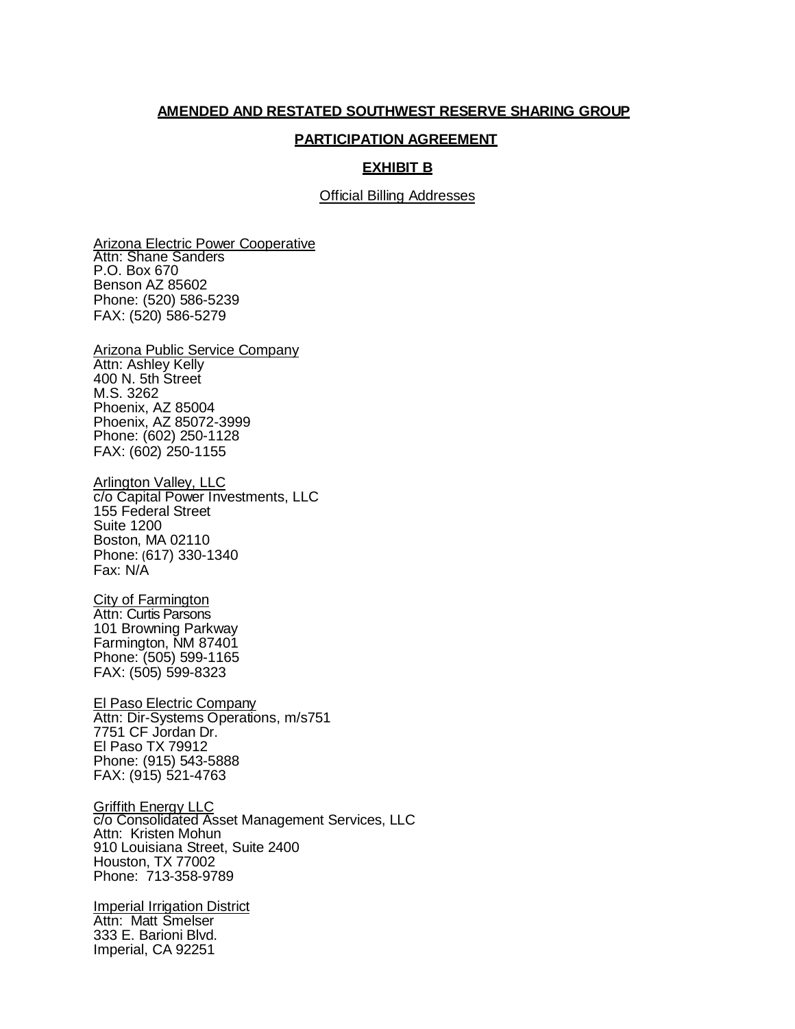**AMENDED AND RESTATED SOUTHWEST RESERVE SHARING GROUP**

**PARTICIPATION AGREEMENT**

**EXHIBIT B**

Official Billing Addresses

Arizona Electric Power Cooperative
Attn: Shane Sanders
P.O. Box 670
Benson AZ 85602
Phone: (520) 586-5239
FAX: (520) 586-5279

Arizona Public Service Company
Attn: Ashley Kelly
400 N. 5th Street
M.S. 3262
Phoenix, AZ 85004
Phoenix, AZ 85072-3999
Phone: (602) 250-1128
FAX: (602) 250-1155

Arlington Valley, LLC
c/o Capital Power Investments, LLC
155 Federal Street
Suite 1200
Boston, MA 02110
Phone: (617) 330-1340
Fax: N/A

City of Farmington
Attn: Curtis Parsons
101 Browning Parkway
Farmington, NM 87401
Phone: (505) 599-1165
FAX: (505) 599-8323

El Paso Electric Company
Attn: Dir-Systems Operations, m/s751
7751 CF Jordan Dr.
El Paso TX 79912
Phone: (915) 543-5888
FAX: (915) 521-4763

Griffith Energy LLC
c/o Consolidated Asset Management Services, LLC
Attn: Kristen Mohun
910 Louisiana Street, Suite 2400
Houston, TX 77002
Phone: 713-358-9789

Imperial Irrigation District
Attn: Matt Smelser
333 E. Barioni Blvd.
Imperial, CA 92251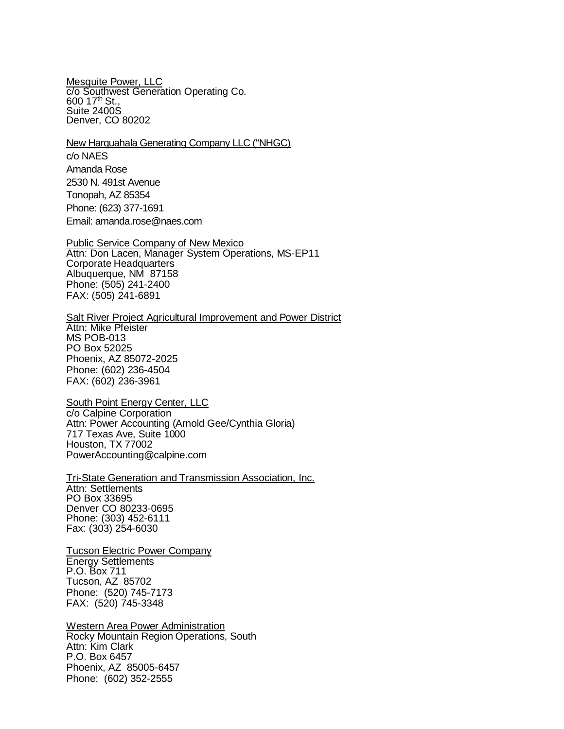<u>Mesquite Power, LLC</u>
c/o Southwest Generation Operating Co.
600 17th St.,
Suite 2400S
Denver, CO 80202

<u>New Harquahala Generating Company LLC ("NHGC)</u>
c/o NAES
Amanda Rose
2530 N. 491st Avenue
Tonopah, AZ 85354
Phone: (623) 377-1691
Email: amanda.rose@naes.com

<u>Public Service Company of New Mexico</u>
Attn: Don Lacen, Manager System Operations, MS-EP11
Corporate Headquarters
Albuquerque, NM 87158
Phone: (505) 241-2400
FAX: (505) 241-6891

<u>Salt River Project Agricultural Improvement and Power District</u>
Attn: Mike Pfeister
MS POB-013
PO Box 52025
Phoenix, AZ 85072-2025
Phone: (602) 236-4504
FAX: (602) 236-3961

<u>South Point Energy Center, LLC</u>
c/o Calpine Corporation
Attn: Power Accounting (Arnold Gee/Cynthia Gloria)
717 Texas Ave, Suite 1000
Houston, TX 77002
PowerAccounting@calpine.com

<u>Tri-State Generation and Transmission Association, Inc.</u>
Attn: Settlements
PO Box 33695
Denver CO 80233-0695
Phone: (303) 452-6111
Fax: (303) 254-6030

<u>Tucson Electric Power Company</u>
Energy Settlements
P.O. Box 711
Tucson, AZ 85702
Phone: (520) 745-7173
FAX: (520) 745-3348

<u>Western Area Power Administration</u>
Rocky Mountain Region Operations, South
Attn: Kim Clark
P.O. Box 6457
Phoenix, AZ 85005-6457
Phone: (602) 352-2555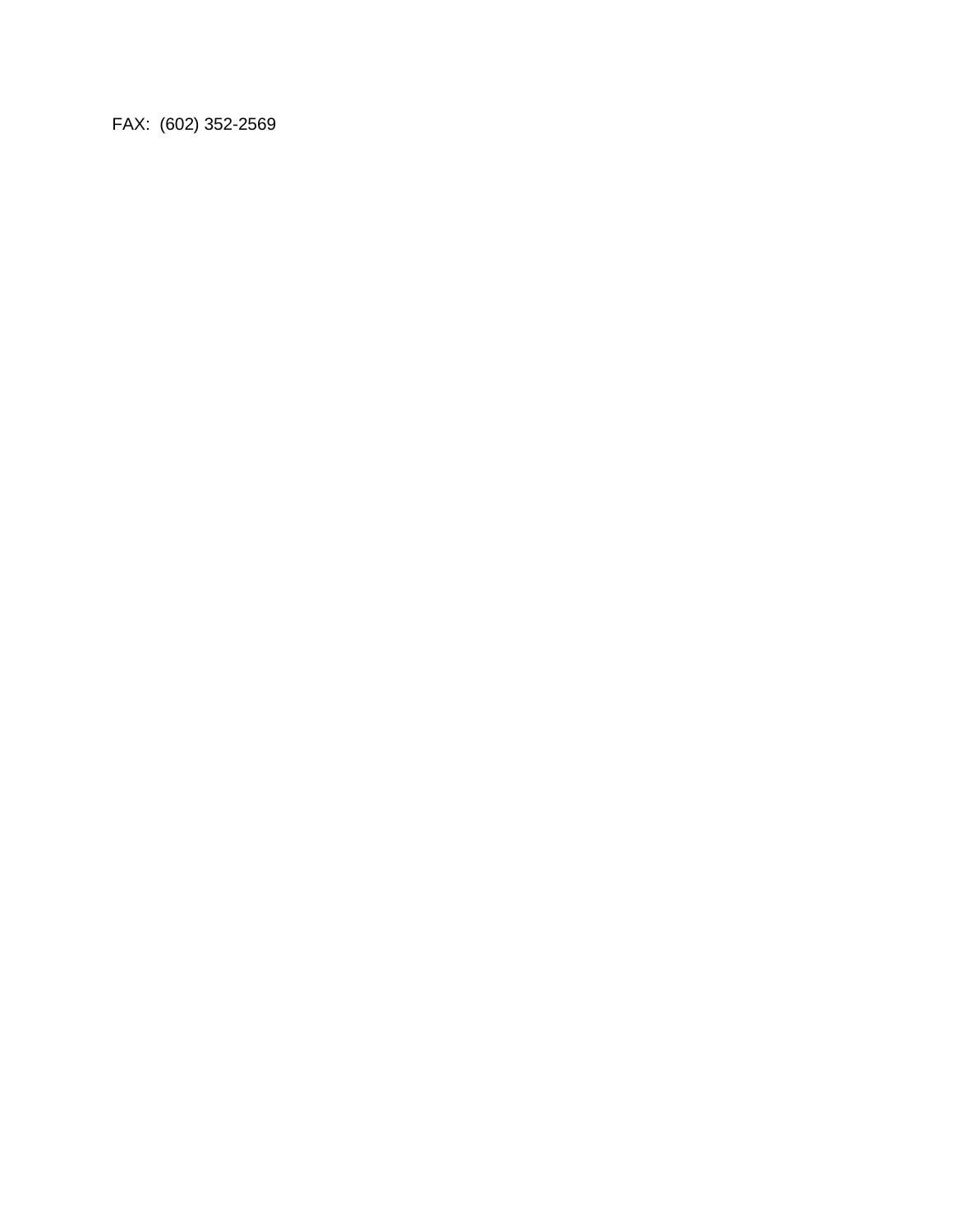FAX: (602) 352-2569